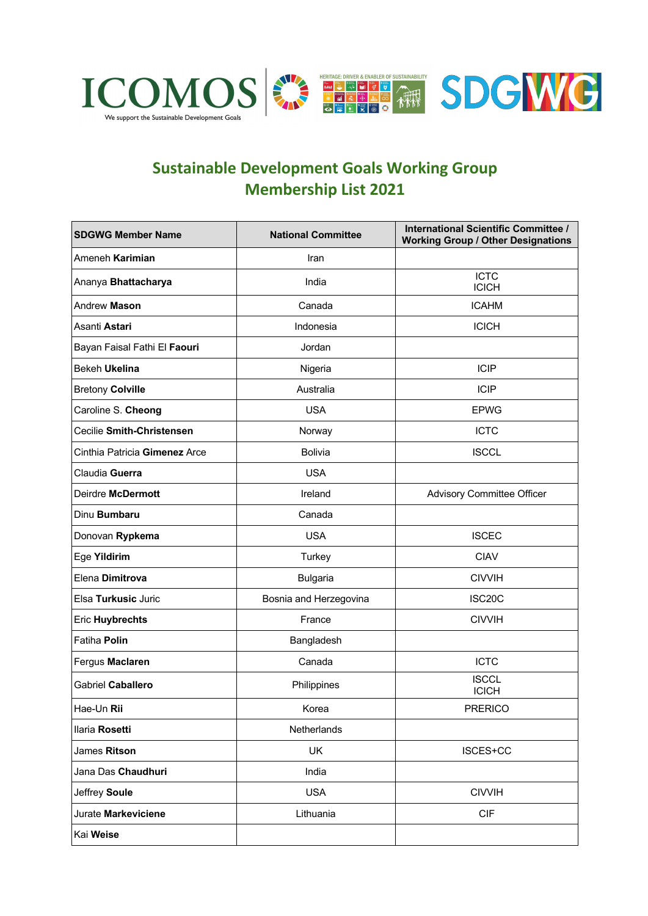ICOMOS
We support the Sustainable Development Goals

HERITAGE: DRIVER & ENABLER OF SUSTAINABILITY

SDGWG

# Sustainable Development Goals Working Group Membership List 2021

| SDGWG Member Name | National Committee | International Scientific Committee / Working Group / Other Designations |
|---|---|---|
| Ameneh **Karimian** | Iran | |
| Ananya **Bhattacharya** | India | ICTC<br>ICICH |
| Andrew **Mason** | Canada | ICAHM |
| Asanti **Astari** | Indonesia | ICICH |
| Bayan Faisal Fathi El **Faouri** | Jordan | |
| Bekeh **Ukelina** | Nigeria | ICIP |
| Bretony **Colville** | Australia | ICIP |
| Caroline S. **Cheong** | USA | EPWG |
| Cecilie **Smith-Christensen** | Norway | ICTC |
| Cinthia Patricia **Gimenez** Arce | Bolivia | ISCCL |
| Claudia **Guerra** | USA | |
| Deirdre **McDermott** | Ireland | Advisory Committee Officer |
| Dinu **Bumbaru** | Canada | |
| Donovan **Rypkema** | USA | ISCEC |
| Ege **Yildirim** | Turkey | CIAV |
| Elena **Dimitrova** | Bulgaria | CIVVIH |
| Elsa **Turkusic** Juric | Bosnia and Herzegovina | ISC20C |
| Eric **Huybrechts** | France | CIVVIH |
| Fatiha **Polin** | Bangladesh | |
| Fergus **Maclaren** | Canada | ICTC |
| Gabriel **Caballero** | Philippines | ISCCL<br>ICICH |
| Hae-Un **Rii** | Korea | PRERICO |
| Ilaria **Rosetti** | Netherlands | |
| James **Ritson** | UK | ISCES+CC |
| Jana Das **Chaudhuri** | India | |
| Jeffrey **Soule** | USA | CIVVIH |
| Jurate **Markeviciene** | Lithuania | CIF |
| Kai **Weise** | | |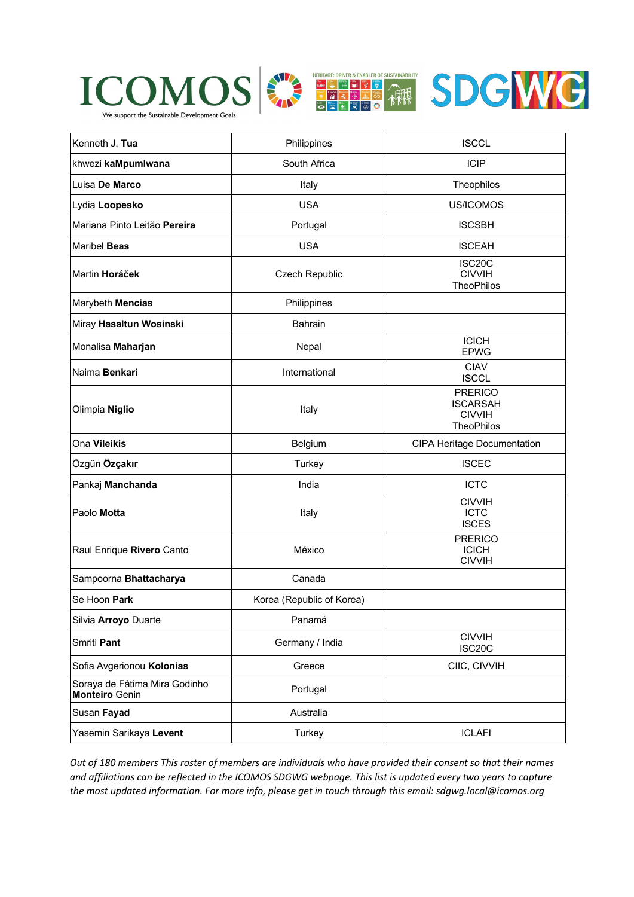| | | |
|---|---|---|
| Kenneth J. **Tua** | Philippines | ISCCL |
| khwezi **kaMpumlwana** | South Africa | ICIP |
| Luisa **De Marco** | Italy | Theophilos |
| Lydia **Loopesko** | USA | US/ICOMOS |
| Mariana Pinto Leitão **Pereira** | Portugal | ISCSBH |
| Maribel **Beas** | USA | ISCEAH |
| Martin **Horáček** | Czech Republic | ISC20C<br>CIVVIH<br>TheoPhilos |
| Marybeth **Mencias** | Philippines | |
| Miray **Hasaltun Wosinski** | Bahrain | |
| Monalisa **Maharjan** | Nepal | ICICH<br>EPWG |
| Naima **Benkari** | International | CIAV<br>ISCCL |
| Olimpia **Niglio** | Italy | PRERICO<br>ISCARSAH<br>CIVVIH<br>TheoPhilos |
| Ona **Vileikis** | Belgium | CIPA Heritage Documentation |
| Özgün **Özçakır** | Turkey | ISCEC |
| Pankaj **Manchanda** | India | ICTC |
| Paolo **Motta** | Italy | CIVVIH<br>ICTC<br>ISCES |
| Raul Enrique **Rivero** Canto | México | PRERICO<br>ICICH<br>CIVVIH |
| Sampoorna **Bhattacharya** | Canada | |
| Se Hoon **Park** | Korea (Republic of Korea) | |
| Silvia **Arroyo** Duarte | Panamá | |
| Smriti **Pant** | Germany / India | CIVVIH<br>ISC20C |
| Sofia Avgerionou **Kolonias** | Greece | CIIC, CIVVIH |
| Soraya de Fátima Mira Godinho **Monteiro** Genin | Portugal | |
| Susan **Fayad** | Australia | |
| Yasemin Sarikaya **Levent** | Turkey | ICLAFI |

*Out of 180 members This roster of members are individuals who have provided their consent so that their names and affiliations can be reflected in the ICOMOS SDGWG webpage. This list is updated every two years to capture the most updated information. For more info, please get in touch through this email: sdgwg.local@icomos.org*